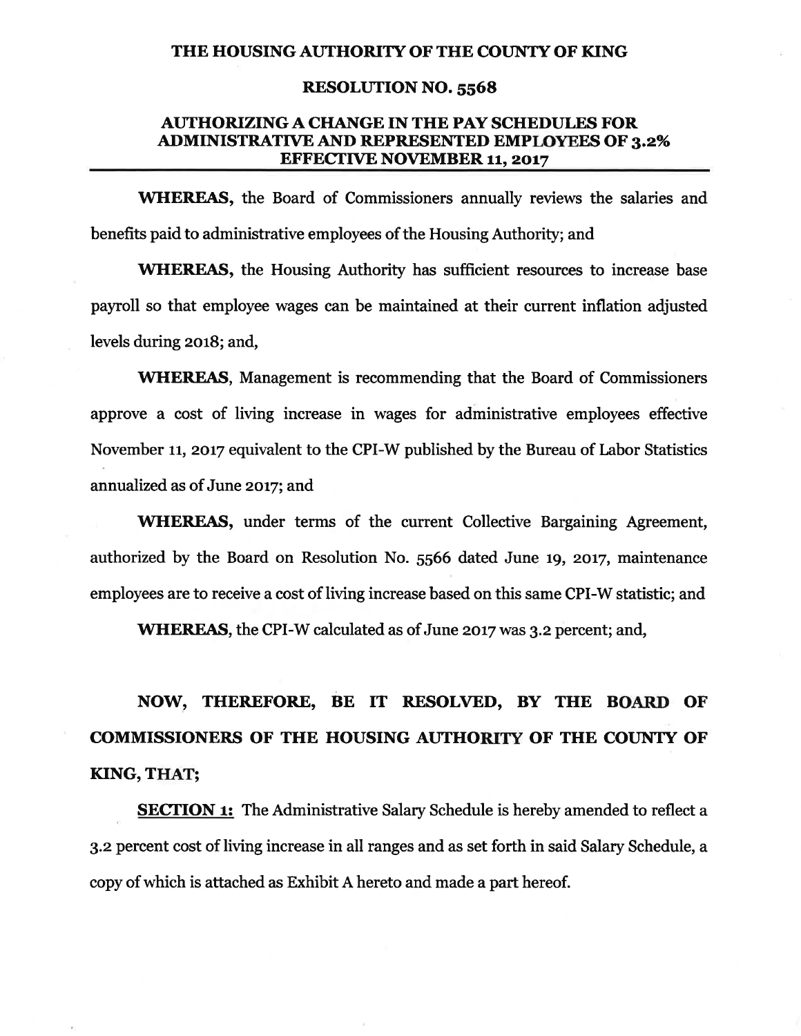# THE HOUSING AUTHORITY OF THE COUNTY OF KING

## RESOLUTION NO. 5568

## AUTHORIZING A CHANGE IN THE PAY SCHEDULES FOR ADMINISTRATIVE AND REPRESENTED EMPLOYEES OF 3.2% EFFECTIVE NOVEMBER 11, 2017

**WHEREAS,** the Board of Commissioners annually reviews the salaries and benefits paid to administrative employees of the Housing Authority; and

**WHEREAS,** the Housing Authority has sufficient resources to increase base payroll so that employee wages can be maintained at their current inflation adjusted levels during 2018; and,

**WHEREAS,** Management is recommending that the Board of Commissioners approve a cost of living increase in wages for administrative employees effective November 11, 2017 equivalent to the CPI-W published by the Bureau of Labor Statistics annualized as of June 2017; and

**WHEREAS,** under terms of the current Collective Bargaining Agreement, authorized by the Board on Resolution No. 5566 dated June 19, 2017, maintenance employees are to receive a cost of living increase based on this same CPI-W statistic; and

**WHEREAS,** the CPI-W calculated as of June 2017 was 3.2 percent; and,

**NOW, THEREFORE, BE IT RESOLVED, BY THE BOARD OF COMMISSIONERS OF THE HOUSING AUTHORITY OF THE COUNTY OF KING, THAT;**

**SECTION 1:** The Administrative Salary Schedule is hereby amended to reflect a 3.2 percent cost of living increase in all ranges and as set forth in said Salary Schedule, a copy of which is attached as Exhibit A hereto and made a part hereof.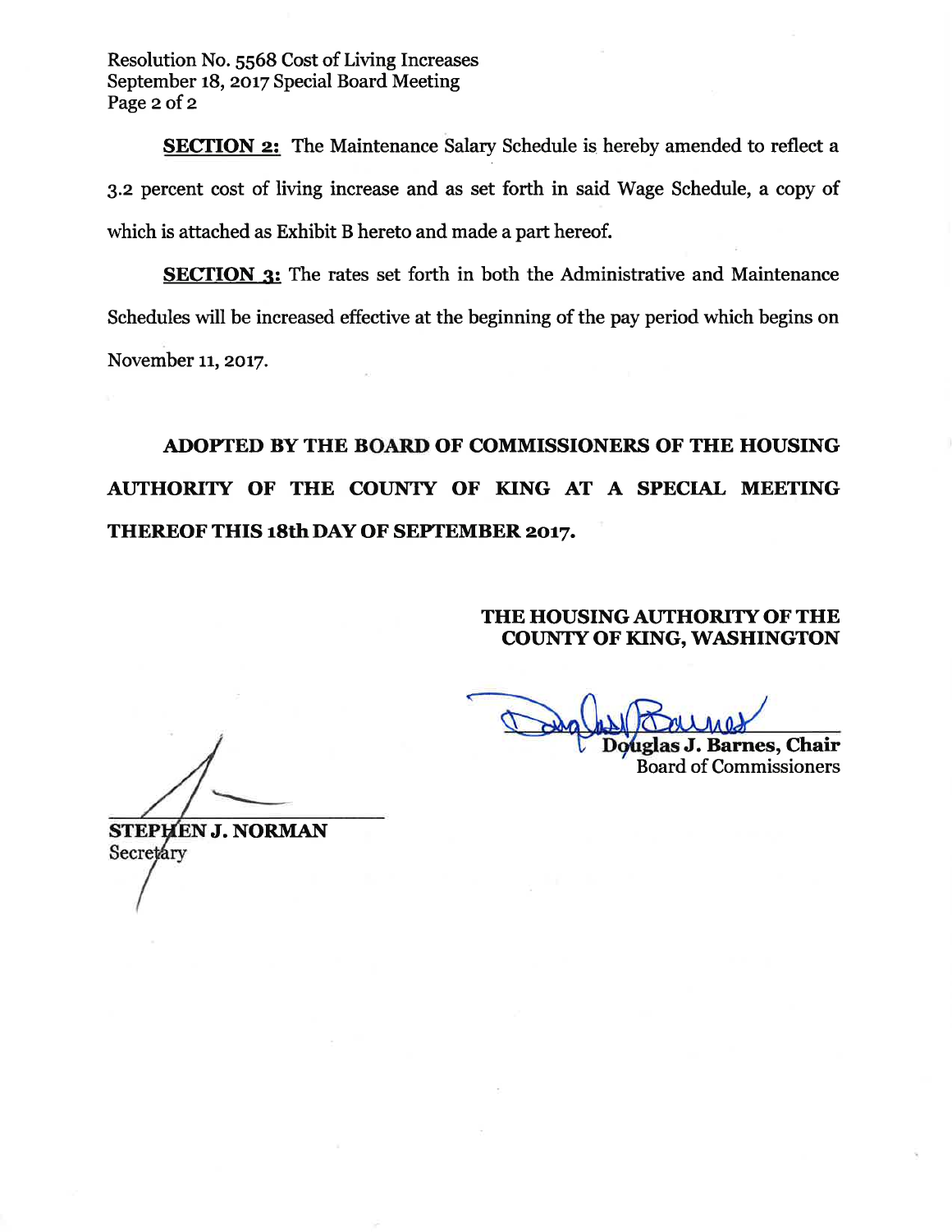**SECTION 2:** The Maintenance Salary Schedule is hereby amended to reflect a 3.2 percent cost of living increase and as set forth in said Wage Schedule, a copy of which is attached as Exhibit B hereto and made a part hereof.

**SECTION 3:** The rates set forth in both the Administrative and Maintenance Schedules will be increased effective at the beginning of the pay period which begins on November 11, 2017.

**ADOPTED BY THE BOARD OF COMMISSIONERS OF THE HOUSING AUTHORITY OF THE COUNTY OF KING AT A SPECIAL MEETING THEREOF THIS 18th DAY OF SEPTEMBER 2017.**

**THE HOUSING AUTHORITY OF THE COUNTY OF KING, WASHINGTON**

**Douglas J. Barnes, Chair**
Board of Commissioners

**STEPHEN J. NORMAN**
Secretary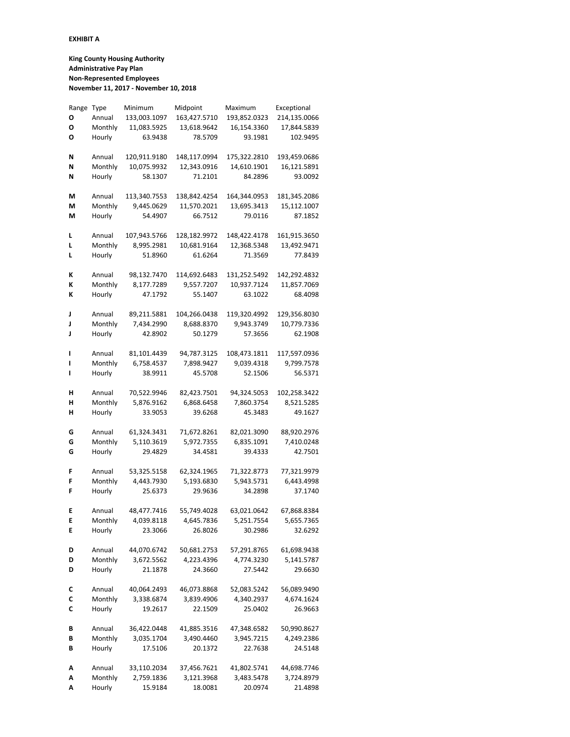**EXHIBIT A**

**King County Housing Authority**
**Administrative Pay Plan**
**Non-Represented Employees**
**November 11, 2017 - November 10, 2018**

| Range | Type | Minimum | Midpoint | Maximum | Exceptional |
|---|---|---|---|---|---|
| **O** | Annual | 133,003.1097 | 163,427.5710 | 193,852.0323 | 214,135.0066 |
| **O** | Monthly | 11,083.5925 | 13,618.9642 | 16,154.3360 | 17,844.5839 |
| **O** | Hourly | 63.9438 | 78.5709 | 93.1981 | 102.9495 |
| | | | | | |
| **N** | Annual | 120,911.9180 | 148,117.0994 | 175,322.2810 | 193,459.0686 |
| **N** | Monthly | 10,075.9932 | 12,343.0916 | 14,610.1901 | 16,121.5891 |
| **N** | Hourly | 58.1307 | 71.2101 | 84.2896 | 93.0092 |
| | | | | | |
| **M** | Annual | 113,340.7553 | 138,842.4254 | 164,344.0953 | 181,345.2086 |
| **M** | Monthly | 9,445.0629 | 11,570.2021 | 13,695.3413 | 15,112.1007 |
| **M** | Hourly | 54.4907 | 66.7512 | 79.0116 | 87.1852 |
| | | | | | |
| **L** | Annual | 107,943.5766 | 128,182.9972 | 148,422.4178 | 161,915.3650 |
| **L** | Monthly | 8,995.2981 | 10,681.9164 | 12,368.5348 | 13,492.9471 |
| **L** | Hourly | 51.8960 | 61.6264 | 71.3569 | 77.8439 |
| | | | | | |
| **K** | Annual | 98,132.7470 | 114,692.6483 | 131,252.5492 | 142,292.4832 |
| **K** | Monthly | 8,177.7289 | 9,557.7207 | 10,937.7124 | 11,857.7069 |
| **K** | Hourly | 47.1792 | 55.1407 | 63.1022 | 68.4098 |
| | | | | | |
| **J** | Annual | 89,211.5881 | 104,266.0438 | 119,320.4992 | 129,356.8030 |
| **J** | Monthly | 7,434.2990 | 8,688.8370 | 9,943.3749 | 10,779.7336 |
| **J** | Hourly | 42.8902 | 50.1279 | 57.3656 | 62.1908 |
| | | | | | |
| **I** | Annual | 81,101.4439 | 94,787.3125 | 108,473.1811 | 117,597.0936 |
| **I** | Monthly | 6,758.4537 | 7,898.9427 | 9,039.4318 | 9,799.7578 |
| **I** | Hourly | 38.9911 | 45.5708 | 52.1506 | 56.5371 |
| | | | | | |
| **H** | Annual | 70,522.9946 | 82,423.7501 | 94,324.5053 | 102,258.3422 |
| **H** | Monthly | 5,876.9162 | 6,868.6458 | 7,860.3754 | 8,521.5285 |
| **H** | Hourly | 33.9053 | 39.6268 | 45.3483 | 49.1627 |
| | | | | | |
| **G** | Annual | 61,324.3431 | 71,672.8261 | 82,021.3090 | 88,920.2976 |
| **G** | Monthly | 5,110.3619 | 5,972.7355 | 6,835.1091 | 7,410.0248 |
| **G** | Hourly | 29.4829 | 34.4581 | 39.4333 | 42.7501 |
| | | | | | |
| **F** | Annual | 53,325.5158 | 62,324.1965 | 71,322.8773 | 77,321.9979 |
| **F** | Monthly | 4,443.7930 | 5,193.6830 | 5,943.5731 | 6,443.4998 |
| **F** | Hourly | 25.6373 | 29.9636 | 34.2898 | 37.1740 |
| | | | | | |
| **E** | Annual | 48,477.7416 | 55,749.4028 | 63,021.0642 | 67,868.8384 |
| **E** | Monthly | 4,039.8118 | 4,645.7836 | 5,251.7554 | 5,655.7365 |
| **E** | Hourly | 23.3066 | 26.8026 | 30.2986 | 32.6292 |
| | | | | | |
| **D** | Annual | 44,070.6742 | 50,681.2753 | 57,291.8765 | 61,698.9438 |
| **D** | Monthly | 3,672.5562 | 4,223.4396 | 4,774.3230 | 5,141.5787 |
| **D** | Hourly | 21.1878 | 24.3660 | 27.5442 | 29.6630 |
| | | | | | |
| **C** | Annual | 40,064.2493 | 46,073.8868 | 52,083.5242 | 56,089.9490 |
| **C** | Monthly | 3,338.6874 | 3,839.4906 | 4,340.2937 | 4,674.1624 |
| **C** | Hourly | 19.2617 | 22.1509 | 25.0402 | 26.9663 |
| | | | | | |
| **B** | Annual | 36,422.0448 | 41,885.3516 | 47,348.6582 | 50,990.8627 |
| **B** | Monthly | 3,035.1704 | 3,490.4460 | 3,945.7215 | 4,249.2386 |
| **B** | Hourly | 17.5106 | 20.1372 | 22.7638 | 24.5148 |
| | | | | | |
| **A** | Annual | 33,110.2034 | 37,456.7621 | 41,802.5741 | 44,698.7746 |
| **A** | Monthly | 2,759.1836 | 3,121.3968 | 3,483.5478 | 3,724.8979 |
| **A** | Hourly | 15.9184 | 18.0081 | 20.0974 | 21.4898 |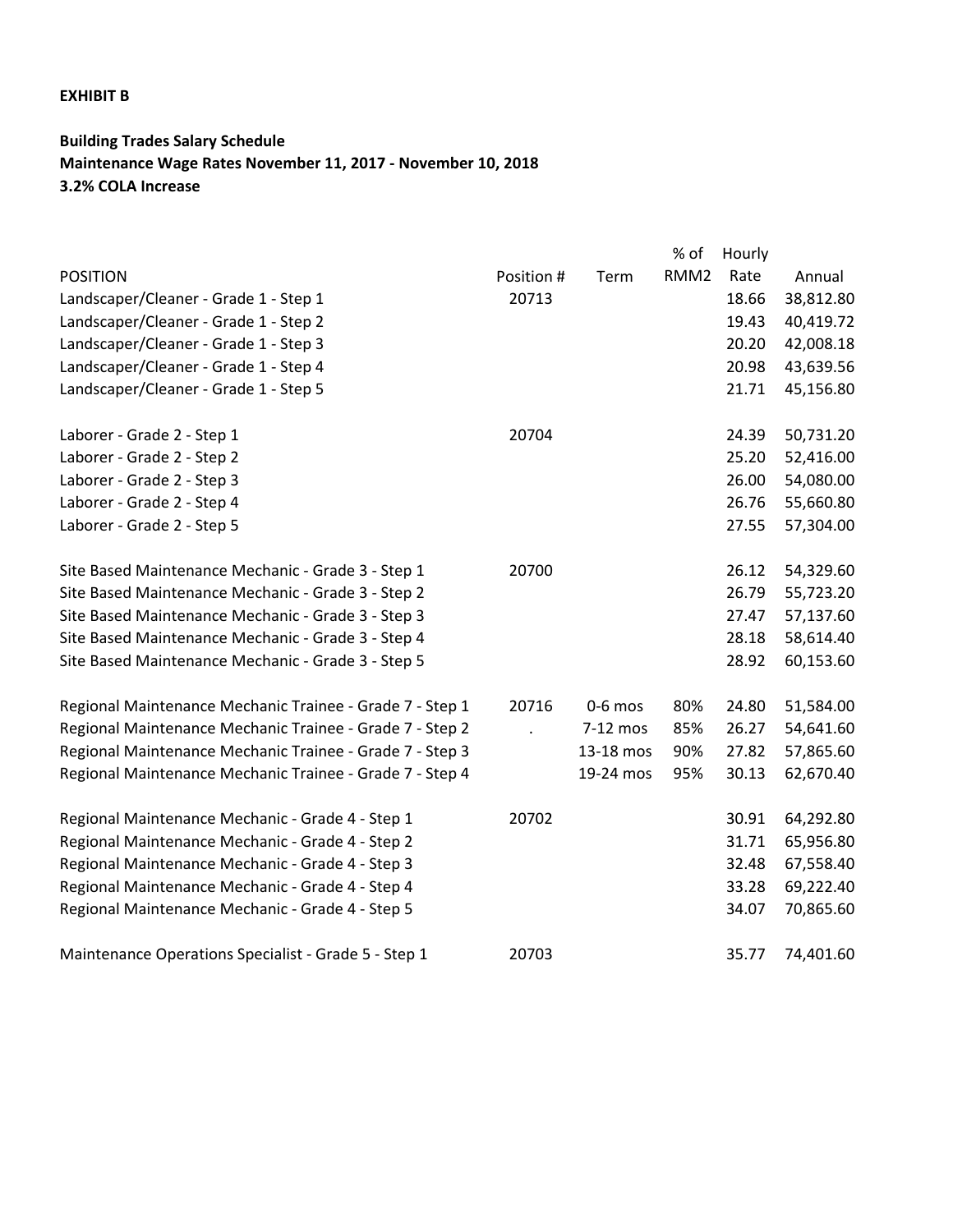**EXHIBIT B**

**Building Trades Salary Schedule**
**Maintenance Wage Rates November 11, 2017 - November 10, 2018**
**3.2% COLA Increase**

| POSITION | Position # | Term | % of RMM2 | Hourly Rate | Annual |
|---|---|---|---|---|---|
| Landscaper/Cleaner - Grade 1 - Step 1 | 20713 | | | 18.66 | 38,812.80 |
| Landscaper/Cleaner - Grade 1 - Step 2 | | | | 19.43 | 40,419.72 |
| Landscaper/Cleaner - Grade 1 - Step 3 | | | | 20.20 | 42,008.18 |
| Landscaper/Cleaner - Grade 1 - Step 4 | | | | 20.98 | 43,639.56 |
| Landscaper/Cleaner - Grade 1 - Step 5 | | | | 21.71 | 45,156.80 |
| | | | | | |
| Laborer - Grade 2 - Step 1 | 20704 | | | 24.39 | 50,731.20 |
| Laborer - Grade 2 - Step 2 | | | | 25.20 | 52,416.00 |
| Laborer - Grade 2 - Step 3 | | | | 26.00 | 54,080.00 |
| Laborer - Grade 2 - Step 4 | | | | 26.76 | 55,660.80 |
| Laborer - Grade 2 - Step 5 | | | | 27.55 | 57,304.00 |
| | | | | | |
| Site Based Maintenance Mechanic - Grade 3 - Step 1 | 20700 | | | 26.12 | 54,329.60 |
| Site Based Maintenance Mechanic - Grade 3 - Step 2 | | | | 26.79 | 55,723.20 |
| Site Based Maintenance Mechanic - Grade 3 - Step 3 | | | | 27.47 | 57,137.60 |
| Site Based Maintenance Mechanic - Grade 3 - Step 4 | | | | 28.18 | 58,614.40 |
| Site Based Maintenance Mechanic - Grade 3 - Step 5 | | | | 28.92 | 60,153.60 |
| | | | | | |
| Regional Maintenance Mechanic Trainee - Grade 7 - Step 1 | 20716 | 0-6 mos | 80% | 24.80 | 51,584.00 |
| Regional Maintenance Mechanic Trainee - Grade 7 - Step 2 | . | 7-12 mos | 85% | 26.27 | 54,641.60 |
| Regional Maintenance Mechanic Trainee - Grade 7 - Step 3 | | 13-18 mos | 90% | 27.82 | 57,865.60 |
| Regional Maintenance Mechanic Trainee - Grade 7 - Step 4 | | 19-24 mos | 95% | 30.13 | 62,670.40 |
| | | | | | |
| Regional Maintenance Mechanic - Grade 4 - Step 1 | 20702 | | | 30.91 | 64,292.80 |
| Regional Maintenance Mechanic - Grade 4 - Step 2 | | | | 31.71 | 65,956.80 |
| Regional Maintenance Mechanic - Grade 4 - Step 3 | | | | 32.48 | 67,558.40 |
| Regional Maintenance Mechanic - Grade 4 - Step 4 | | | | 33.28 | 69,222.40 |
| Regional Maintenance Mechanic - Grade 4 - Step 5 | | | | 34.07 | 70,865.60 |
| | | | | | |
| Maintenance Operations Specialist - Grade 5 - Step 1 | 20703 | | | 35.77 | 74,401.60 |